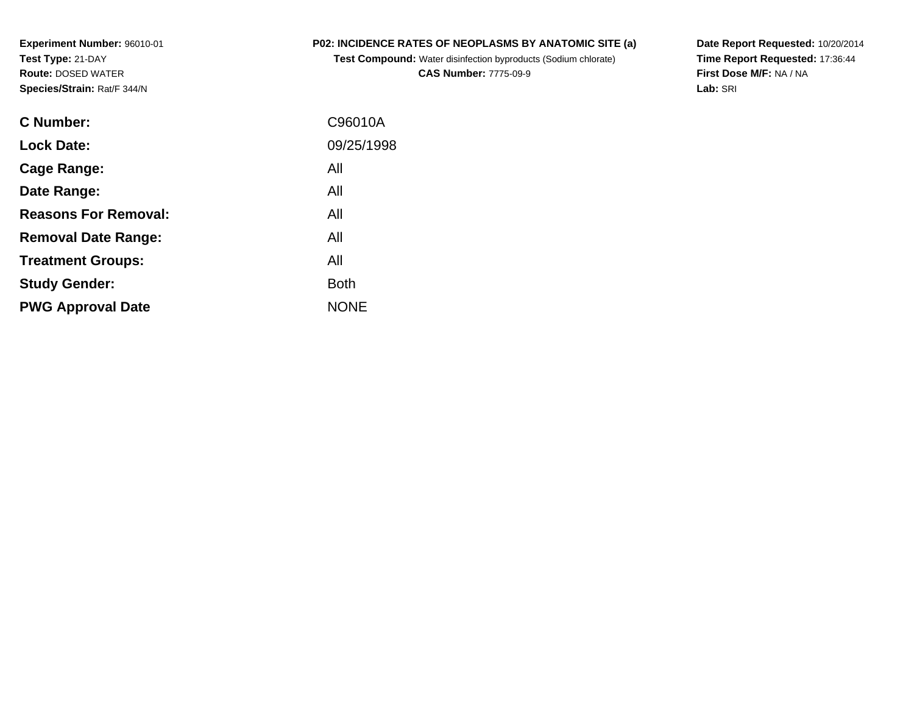**Experiment Number:** 96010-01
**Test Type:** 21-DAY
**Route:** DOSED WATER
**Species/Strain:** Rat/F 344/N

**P02: INCIDENCE RATES OF NEOPLASMS BY ANATOMIC SITE (a)**
**Test Compound:** Water disinfection byproducts (Sodium chlorate)
**CAS Number:** 7775-09-9

**Date Report Requested:** 10/20/2014
**Time Report Requested:** 17:36:44
**First Dose M/F:** NA / NA
**Lab:** SRI

| | |
|---|---|
| **C Number:** | C96010A |
| **Lock Date:** | 09/25/1998 |
| **Cage Range:** | All |
| **Date Range:** | All |
| **Reasons For Removal:** | All |
| **Removal Date Range:** | All |
| **Treatment Groups:** | All |
| **Study Gender:** | Both |
| **PWG Approval Date** | NONE |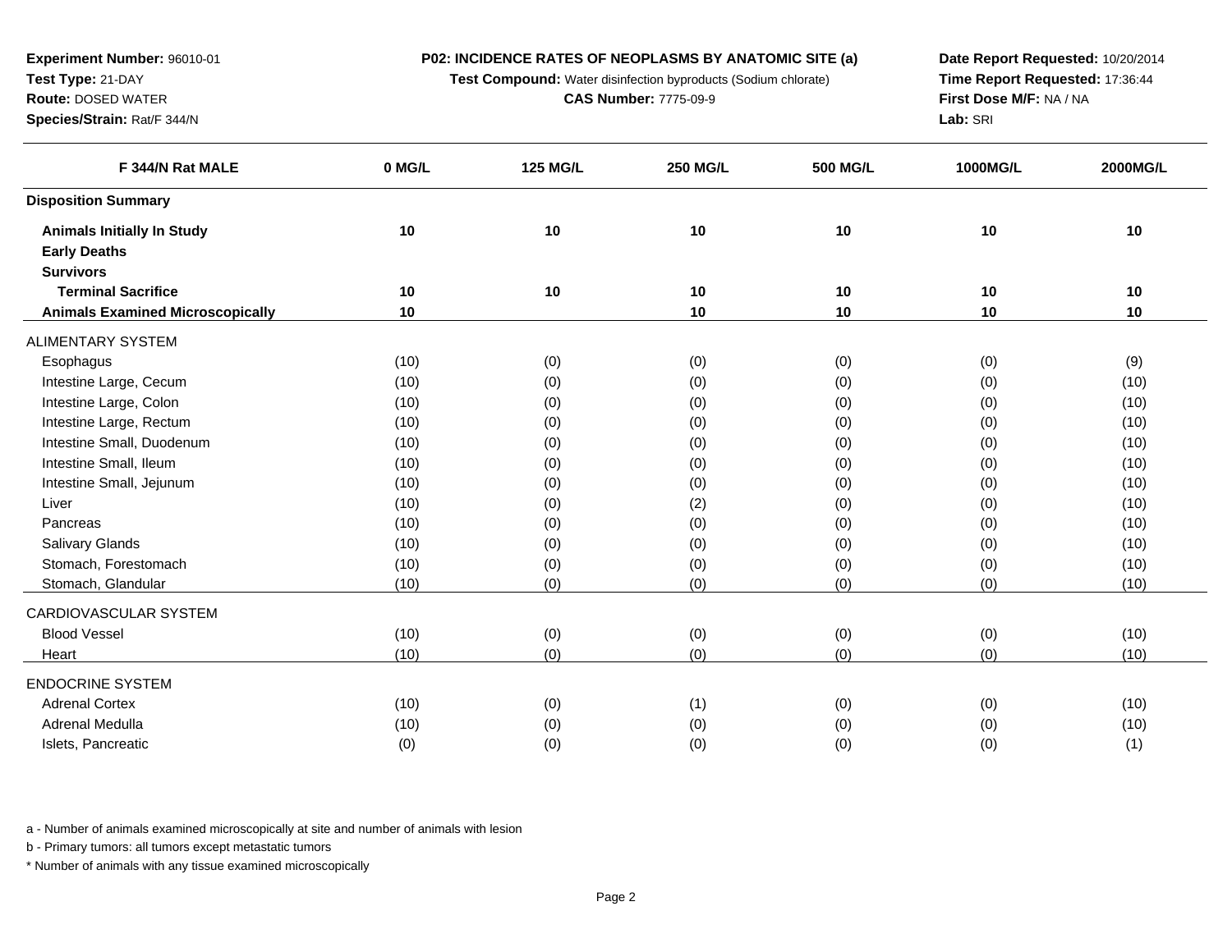**Experiment Number:** 96010-01
**Test Type:** 21-DAY
**Route:** DOSED WATER
**Species/Strain:** Rat/F 344/N

**P02: INCIDENCE RATES OF NEOPLASMS BY ANATOMIC SITE (a)**
**Test Compound:** Water disinfection byproducts (Sodium chlorate)
**CAS Number:** 7775-09-9

**Date Report Requested:** 10/20/2014
**Time Report Requested:** 17:36:44
**First Dose M/F:** NA / NA
**Lab:** SRI

| F 344/N Rat MALE | 0 MG/L | 125 MG/L | 250 MG/L | 500 MG/L | 1000MG/L | 2000MG/L |
|---|---|---|---|---|---|---|
| **Disposition Summary** | | | | | | |
| **Animals Initially In Study** | **10** | **10** | **10** | **10** | **10** | **10** |
| **Early Deaths** | | | | | | |
| **Survivors** | | | | | | |
| **Terminal Sacrifice** | **10** | **10** | **10** | **10** | **10** | **10** |
| **Animals Examined Microscopically** | **10** | | **10** | **10** | **10** | **10** |
| ALIMENTARY SYSTEM | | | | | | |
| Esophagus | (10) | (0) | (0) | (0) | (0) | (9) |
| Intestine Large, Cecum | (10) | (0) | (0) | (0) | (0) | (10) |
| Intestine Large, Colon | (10) | (0) | (0) | (0) | (0) | (10) |
| Intestine Large, Rectum | (10) | (0) | (0) | (0) | (0) | (10) |
| Intestine Small, Duodenum | (10) | (0) | (0) | (0) | (0) | (10) |
| Intestine Small, Ileum | (10) | (0) | (0) | (0) | (0) | (10) |
| Intestine Small, Jejunum | (10) | (0) | (0) | (0) | (0) | (10) |
| Liver | (10) | (0) | (2) | (0) | (0) | (10) |
| Pancreas | (10) | (0) | (0) | (0) | (0) | (10) |
| Salivary Glands | (10) | (0) | (0) | (0) | (0) | (10) |
| Stomach, Forestomach | (10) | (0) | (0) | (0) | (0) | (10) |
| Stomach, Glandular | (10) | (0) | (0) | (0) | (0) | (10) |
| CARDIOVASCULAR SYSTEM | | | | | | |
| Blood Vessel | (10) | (0) | (0) | (0) | (0) | (10) |
| Heart | (10) | (0) | (0) | (0) | (0) | (10) |
| ENDOCRINE SYSTEM | | | | | | |
| Adrenal Cortex | (10) | (0) | (1) | (0) | (0) | (10) |
| Adrenal Medulla | (10) | (0) | (0) | (0) | (0) | (10) |
| Islets, Pancreatic | (0) | (0) | (0) | (0) | (0) | (1) |

a - Number of animals examined microscopically at site and number of animals with lesion

b - Primary tumors: all tumors except metastatic tumors

* Number of animals with any tissue examined microscopically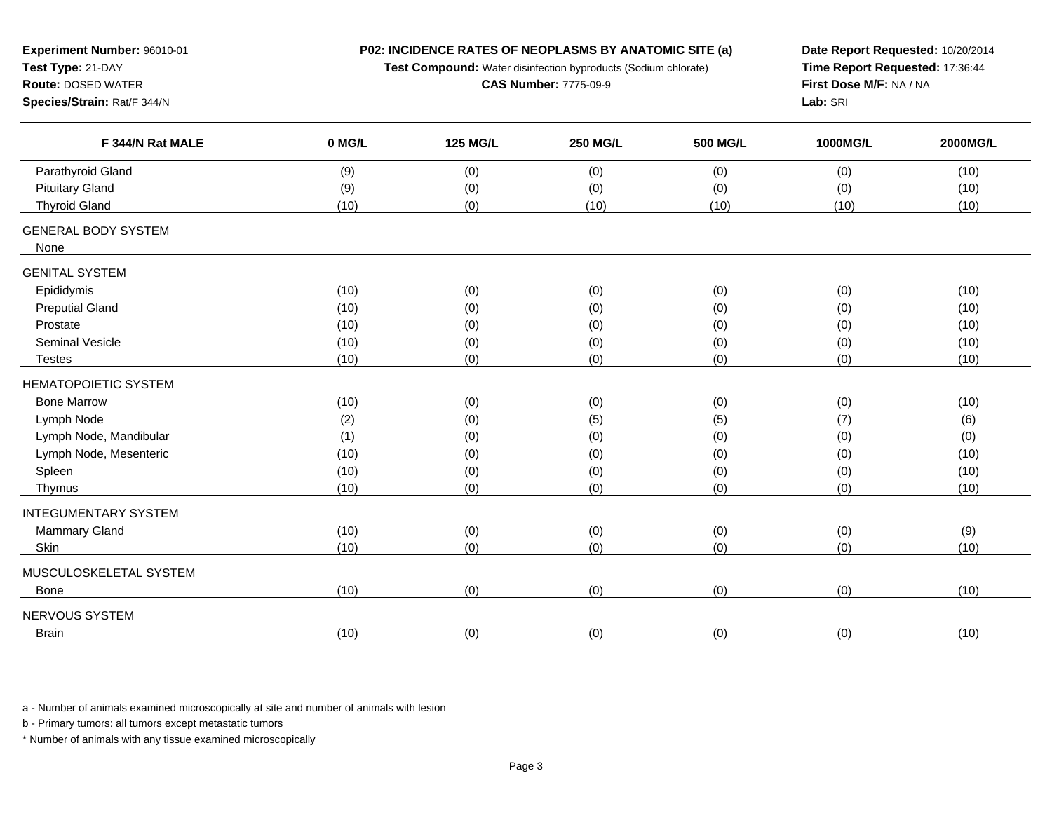**Experiment Number:** 96010-01
**Test Type:** 21-DAY
**Route:** DOSED WATER
**Species/Strain:** Rat/F 344/N

**P02: INCIDENCE RATES OF NEOPLASMS BY ANATOMIC SITE (a)**
**Test Compound:** Water disinfection byproducts (Sodium chlorate)
**CAS Number:** 7775-09-9

**Date Report Requested:** 10/20/2014
**Time Report Requested:** 17:36:44
**First Dose M/F:** NA / NA
**Lab:** SRI

| F 344/N Rat MALE | 0 MG/L | 125 MG/L | 250 MG/L | 500 MG/L | 1000MG/L | 2000MG/L |
|---|---|---|---|---|---|---|
| Parathyroid Gland | (9) | (0) | (0) | (0) | (0) | (10) |
| Pituitary Gland | (9) | (0) | (0) | (0) | (0) | (10) |
| Thyroid Gland | (10) | (0) | (10) | (10) | (10) | (10) |
| GENERAL BODY SYSTEM | | | | | | |
| None | | | | | | |
| GENITAL SYSTEM | | | | | | |
| Epididymis | (10) | (0) | (0) | (0) | (0) | (10) |
| Preputial Gland | (10) | (0) | (0) | (0) | (0) | (10) |
| Prostate | (10) | (0) | (0) | (0) | (0) | (10) |
| Seminal Vesicle | (10) | (0) | (0) | (0) | (0) | (10) |
| Testes | (10) | (0) | (0) | (0) | (0) | (10) |
| HEMATOPOIETIC SYSTEM | | | | | | |
| Bone Marrow | (10) | (0) | (0) | (0) | (0) | (10) |
| Lymph Node | (2) | (0) | (5) | (5) | (7) | (6) |
| Lymph Node, Mandibular | (1) | (0) | (0) | (0) | (0) | (0) |
| Lymph Node, Mesenteric | (10) | (0) | (0) | (0) | (0) | (10) |
| Spleen | (10) | (0) | (0) | (0) | (0) | (10) |
| Thymus | (10) | (0) | (0) | (0) | (0) | (10) |
| INTEGUMENTARY SYSTEM | | | | | | |
| Mammary Gland | (10) | (0) | (0) | (0) | (0) | (9) |
| Skin | (10) | (0) | (0) | (0) | (0) | (10) |
| MUSCULOSKELETAL SYSTEM | | | | | | |
| Bone | (10) | (0) | (0) | (0) | (0) | (10) |
| NERVOUS SYSTEM | | | | | | |
| Brain | (10) | (0) | (0) | (0) | (0) | (10) |

a - Number of animals examined microscopically at site and number of animals with lesion

b - Primary tumors: all tumors except metastatic tumors

* Number of animals with any tissue examined microscopically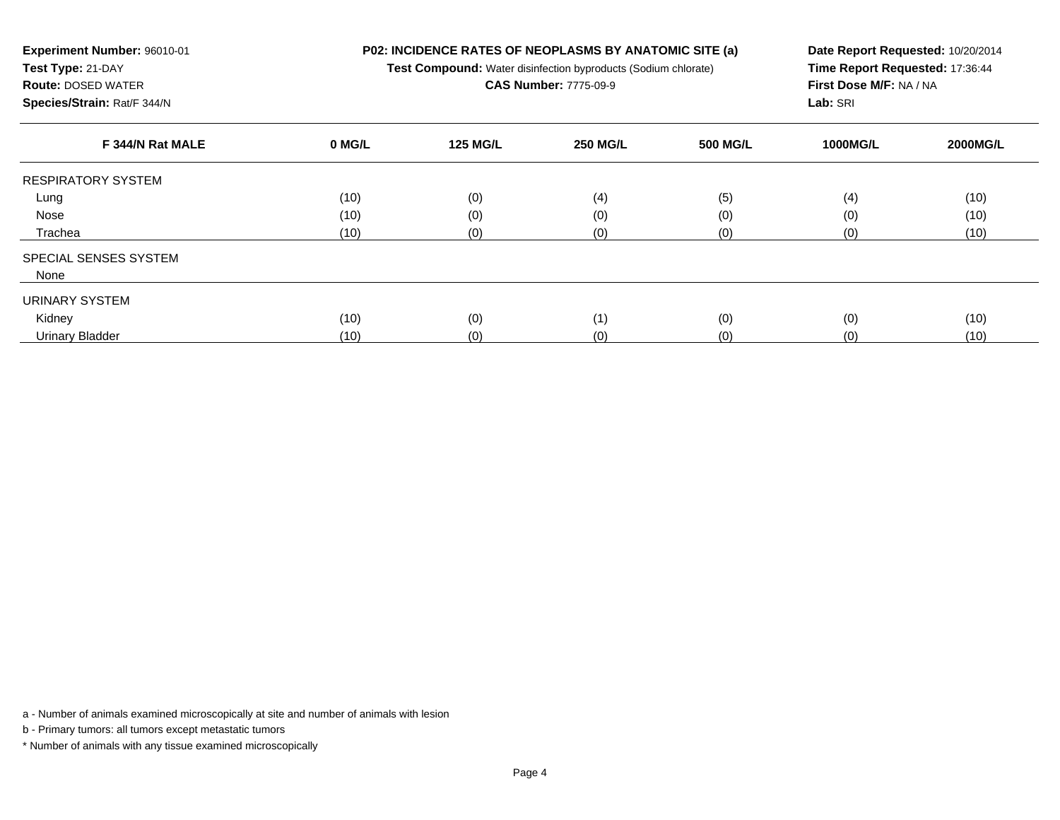**Experiment Number:** 96010-01
**Test Type:** 21-DAY
**Route:** DOSED WATER
**Species/Strain:** Rat/F 344/N

**P02: INCIDENCE RATES OF NEOPLASMS BY ANATOMIC SITE (a)**
**Test Compound:** Water disinfection byproducts (Sodium chlorate)
**CAS Number:** 7775-09-9

**Date Report Requested:** 10/20/2014
**Time Report Requested:** 17:36:44
**First Dose M/F:** NA / NA
**Lab:** SRI

| F 344/N Rat MALE | 0 MG/L | 125 MG/L | 250 MG/L | 500 MG/L | 1000MG/L | 2000MG/L |
|---|---|---|---|---|---|---|
| RESPIRATORY SYSTEM | | | | | | |
| Lung | (10) | (0) | (4) | (5) | (4) | (10) |
| Nose | (10) | (0) | (0) | (0) | (0) | (10) |
| Trachea | (10) | (0) | (0) | (0) | (0) | (10) |
| SPECIAL SENSES SYSTEM | | | | | | |
| None | | | | | | |
| URINARY SYSTEM | | | | | | |
| Kidney | (10) | (0) | (1) | (0) | (0) | (10) |
| Urinary Bladder | (10) | (0) | (0) | (0) | (0) | (10) |

a - Number of animals examined microscopically at site and number of animals with lesion

b - Primary tumors: all tumors except metastatic tumors

* Number of animals with any tissue examined microscopically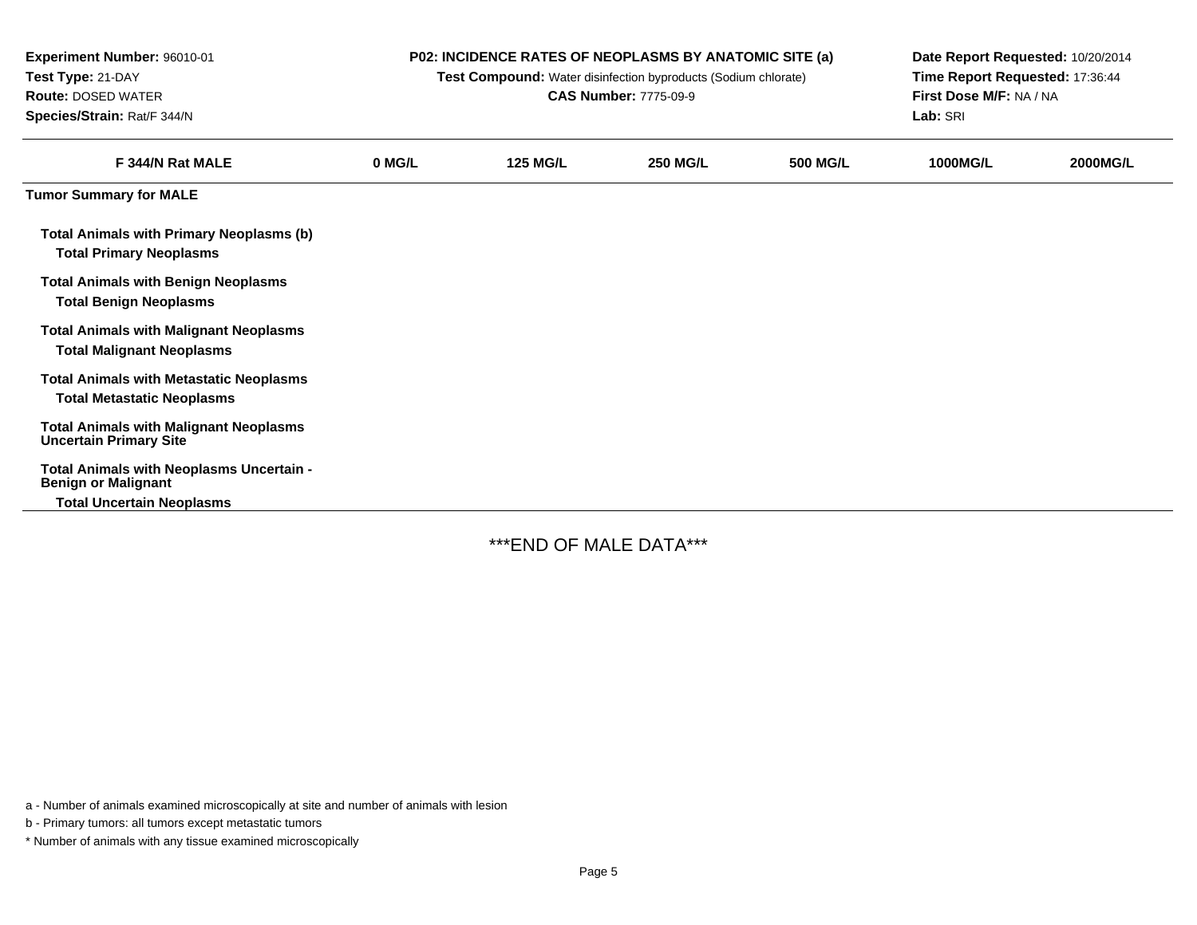**Experiment Number:** 96010-01
**Test Type:** 21-DAY
**Route:** DOSED WATER
**Species/Strain:** Rat/F 344/N

**P02: INCIDENCE RATES OF NEOPLASMS BY ANATOMIC SITE (a)**
**Test Compound:** Water disinfection byproducts (Sodium chlorate)
**CAS Number:** 7775-09-9

**Date Report Requested:** 10/20/2014
**Time Report Requested:** 17:36:44
**First Dose M/F:** NA / NA
**Lab:** SRI

| F 344/N Rat MALE | 0 MG/L | 125 MG/L | 250 MG/L | 500 MG/L | 1000MG/L | 2000MG/L |
|---|---|---|---|---|---|---|
| **Tumor Summary for MALE** | | | | | | |
| **Total Animals with Primary Neoplasms (b)** | | | | | | |
| **Total Primary Neoplasms** | | | | | | |
| **Total Animals with Benign Neoplasms** | | | | | | |
| **Total Benign Neoplasms** | | | | | | |
| **Total Animals with Malignant Neoplasms** | | | | | | |
| **Total Malignant Neoplasms** | | | | | | |
| **Total Animals with Metastatic Neoplasms** | | | | | | |
| **Total Metastatic Neoplasms** | | | | | | |
| **Total Animals with Malignant Neoplasms Uncertain Primary Site** | | | | | | |
| **Total Animals with Neoplasms Uncertain - Benign or Malignant** | | | | | | |
| **Total Uncertain Neoplasms** | | | | | | |

***END OF MALE DATA***

a - Number of animals examined microscopically at site and number of animals with lesion

b - Primary tumors: all tumors except metastatic tumors

* Number of animals with any tissue examined microscopically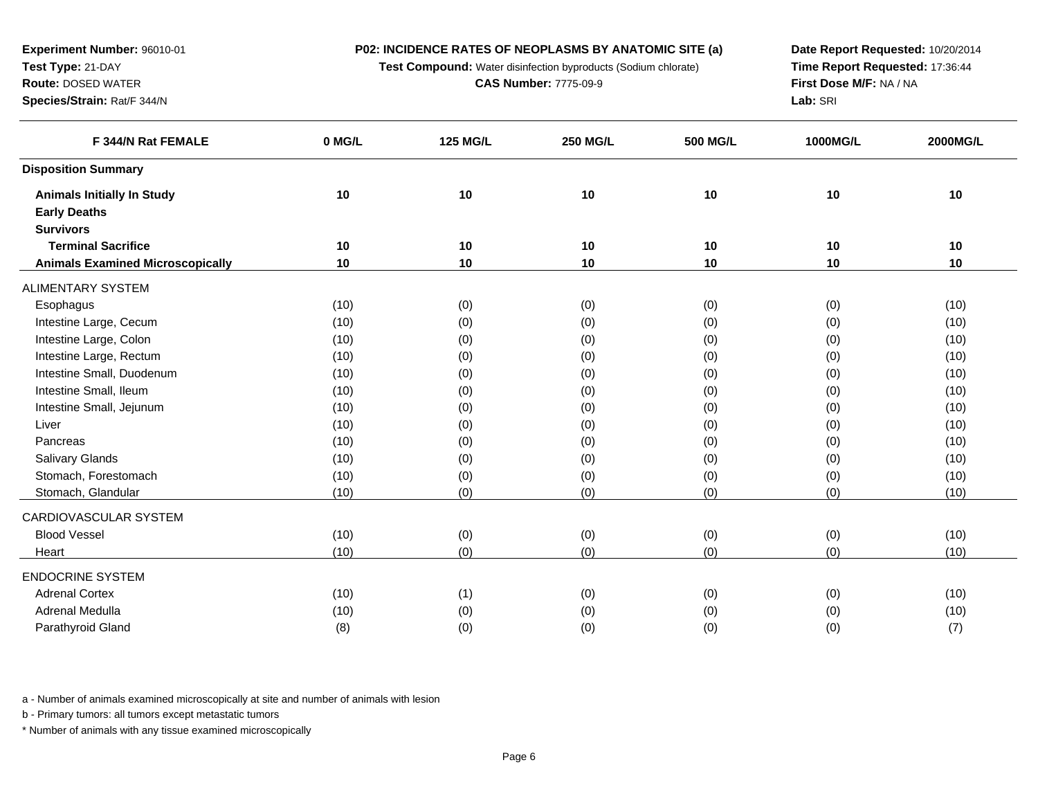**Experiment Number:** 96010-01
**Test Type:** 21-DAY
**Route:** DOSED WATER
**Species/Strain:** Rat/F 344/N

**P02: INCIDENCE RATES OF NEOPLASMS BY ANATOMIC SITE (a)**
**Test Compound:** Water disinfection byproducts (Sodium chlorate)
**CAS Number:** 7775-09-9

**Date Report Requested:** 10/20/2014
**Time Report Requested:** 17:36:44
**First Dose M/F:** NA / NA
**Lab:** SRI

| F 344/N Rat FEMALE | 0 MG/L | 125 MG/L | 250 MG/L | 500 MG/L | 1000MG/L | 2000MG/L |
|---|---|---|---|---|---|---|
| **Disposition Summary** | | | | | | |
| **Animals Initially In Study** | **10** | **10** | **10** | **10** | **10** | **10** |
| **Early Deaths** | | | | | | |
| **Survivors** | | | | | | |
| **Terminal Sacrifice** | **10** | **10** | **10** | **10** | **10** | **10** |
| **Animals Examined Microscopically** | **10** | **10** | **10** | **10** | **10** | **10** |
| ALIMENTARY SYSTEM | | | | | | |
| Esophagus | (10) | (0) | (0) | (0) | (0) | (10) |
| Intestine Large, Cecum | (10) | (0) | (0) | (0) | (0) | (10) |
| Intestine Large, Colon | (10) | (0) | (0) | (0) | (0) | (10) |
| Intestine Large, Rectum | (10) | (0) | (0) | (0) | (0) | (10) |
| Intestine Small, Duodenum | (10) | (0) | (0) | (0) | (0) | (10) |
| Intestine Small, Ileum | (10) | (0) | (0) | (0) | (0) | (10) |
| Intestine Small, Jejunum | (10) | (0) | (0) | (0) | (0) | (10) |
| Liver | (10) | (0) | (0) | (0) | (0) | (10) |
| Pancreas | (10) | (0) | (0) | (0) | (0) | (10) |
| Salivary Glands | (10) | (0) | (0) | (0) | (0) | (10) |
| Stomach, Forestomach | (10) | (0) | (0) | (0) | (0) | (10) |
| Stomach, Glandular | (10) | (0) | (0) | (0) | (0) | (10) |
| CARDIOVASCULAR SYSTEM | | | | | | |
| Blood Vessel | (10) | (0) | (0) | (0) | (0) | (10) |
| Heart | (10) | (0) | (0) | (0) | (0) | (10) |
| ENDOCRINE SYSTEM | | | | | | |
| Adrenal Cortex | (10) | (1) | (0) | (0) | (0) | (10) |
| Adrenal Medulla | (10) | (0) | (0) | (0) | (0) | (10) |
| Parathyroid Gland | (8) | (0) | (0) | (0) | (0) | (7) |

a - Number of animals examined microscopically at site and number of animals with lesion

b - Primary tumors: all tumors except metastatic tumors

* Number of animals with any tissue examined microscopically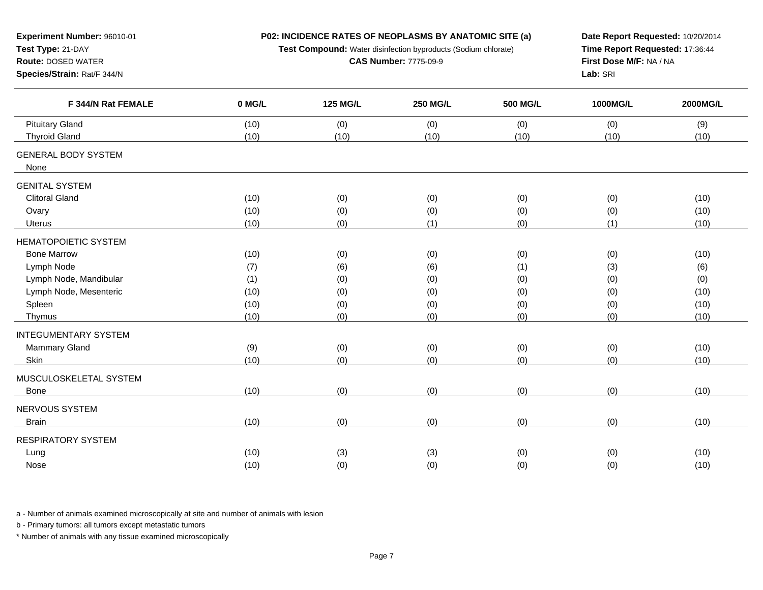**Experiment Number:** 96010-01
**Test Type:** 21-DAY
**Route:** DOSED WATER
**Species/Strain:** Rat/F 344/N

**P02: INCIDENCE RATES OF NEOPLASMS BY ANATOMIC SITE (a)**
**Test Compound:** Water disinfection byproducts (Sodium chlorate)
**CAS Number:** 7775-09-9

**Date Report Requested:** 10/20/2014
**Time Report Requested:** 17:36:44
**First Dose M/F:** NA / NA
**Lab:** SRI

| F 344/N Rat FEMALE | 0 MG/L | 125 MG/L | 250 MG/L | 500 MG/L | 1000MG/L | 2000MG/L |
|---|---|---|---|---|---|---|
| Pituitary Gland | (10) | (0) | (0) | (0) | (0) | (9) |
| Thyroid Gland | (10) | (10) | (10) | (10) | (10) | (10) |
| GENERAL BODY SYSTEM | | | | | | |
| None | | | | | | |
| GENITAL SYSTEM | | | | | | |
| Clitoral Gland | (10) | (0) | (0) | (0) | (0) | (10) |
| Ovary | (10) | (0) | (0) | (0) | (0) | (10) |
| Uterus | (10) | (0) | (1) | (0) | (1) | (10) |
| HEMATOPOIETIC SYSTEM | | | | | | |
| Bone Marrow | (10) | (0) | (0) | (0) | (0) | (10) |
| Lymph Node | (7) | (6) | (6) | (1) | (3) | (6) |
| Lymph Node, Mandibular | (1) | (0) | (0) | (0) | (0) | (0) |
| Lymph Node, Mesenteric | (10) | (0) | (0) | (0) | (0) | (10) |
| Spleen | (10) | (0) | (0) | (0) | (0) | (10) |
| Thymus | (10) | (0) | (0) | (0) | (0) | (10) |
| INTEGUMENTARY SYSTEM | | | | | | |
| Mammary Gland | (9) | (0) | (0) | (0) | (0) | (10) |
| Skin | (10) | (0) | (0) | (0) | (0) | (10) |
| MUSCULOSKELETAL SYSTEM | | | | | | |
| Bone | (10) | (0) | (0) | (0) | (0) | (10) |
| NERVOUS SYSTEM | | | | | | |
| Brain | (10) | (0) | (0) | (0) | (0) | (10) |
| RESPIRATORY SYSTEM | | | | | | |
| Lung | (10) | (3) | (3) | (0) | (0) | (10) |
| Nose | (10) | (0) | (0) | (0) | (0) | (10) |

a - Number of animals examined microscopically at site and number of animals with lesion

b - Primary tumors: all tumors except metastatic tumors

* Number of animals with any tissue examined microscopically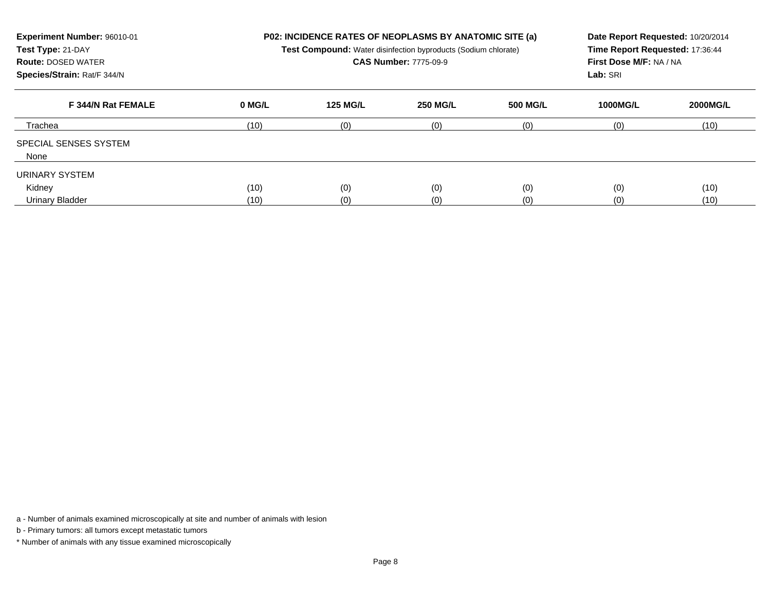**Experiment Number:** 96010-01
**Test Type:** 21-DAY
**Route:** DOSED WATER
**Species/Strain:** Rat/F 344/N

**P02: INCIDENCE RATES OF NEOPLASMS BY ANATOMIC SITE (a)**
**Test Compound:** Water disinfection byproducts (Sodium chlorate)
**CAS Number:** 7775-09-9

**Date Report Requested:** 10/20/2014
**Time Report Requested:** 17:36:44
**First Dose M/F:** NA / NA
**Lab:** SRI

| F 344/N Rat FEMALE | 0 MG/L | 125 MG/L | 250 MG/L | 500 MG/L | 1000MG/L | 2000MG/L |
|---|---|---|---|---|---|---|
| Trachea | (10) | (0) | (0) | (0) | (0) | (10) |
| SPECIAL SENSES SYSTEM | | | | | | |
| None | | | | | | |
| URINARY SYSTEM | | | | | | |
| Kidney | (10) | (0) | (0) | (0) | (0) | (10) |
| Urinary Bladder | (10) | (0) | (0) | (0) | (0) | (10) |

a - Number of animals examined microscopically at site and number of animals with lesion

b - Primary tumors: all tumors except metastatic tumors

* Number of animals with any tissue examined microscopically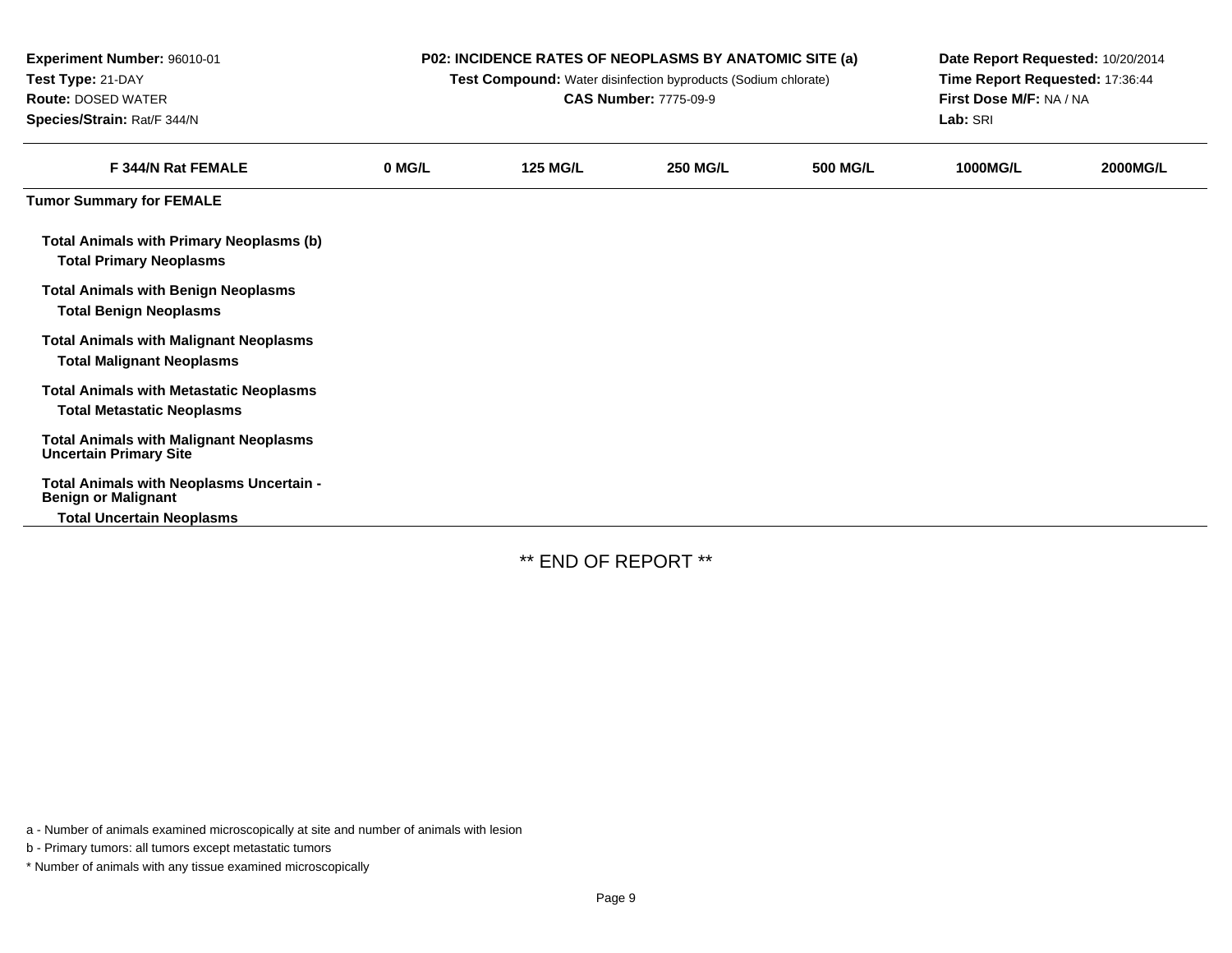**Experiment Number:** 96010-01
**Test Type:** 21-DAY
**Route:** DOSED WATER
**Species/Strain:** Rat/F 344/N

**P02: INCIDENCE RATES OF NEOPLASMS BY ANATOMIC SITE (a)**
**Test Compound:** Water disinfection byproducts (Sodium chlorate)
**CAS Number:** 7775-09-9

**Date Report Requested:** 10/20/2014
**Time Report Requested:** 17:36:44
**First Dose M/F:** NA / NA
**Lab:** SRI

| F 344/N Rat FEMALE | 0 MG/L | 125 MG/L | 250 MG/L | 500 MG/L | 1000MG/L | 2000MG/L |
|---|---|---|---|---|---|---|
| **Tumor Summary for FEMALE** | | | | | | |
| **Total Animals with Primary Neoplasms (b)** | | | | | | |
| **Total Primary Neoplasms** | | | | | | |
| **Total Animals with Benign Neoplasms** | | | | | | |
| **Total Benign Neoplasms** | | | | | | |
| **Total Animals with Malignant Neoplasms** | | | | | | |
| **Total Malignant Neoplasms** | | | | | | |
| **Total Animals with Metastatic Neoplasms** | | | | | | |
| **Total Metastatic Neoplasms** | | | | | | |
| **Total Animals with Malignant Neoplasms Uncertain Primary Site** | | | | | | |
| **Total Animals with Neoplasms Uncertain - Benign or Malignant** | | | | | | |
| **Total Uncertain Neoplasms** | | | | | | |

** END OF REPORT **

a - Number of animals examined microscopically at site and number of animals with lesion

b - Primary tumors: all tumors except metastatic tumors

* Number of animals with any tissue examined microscopically